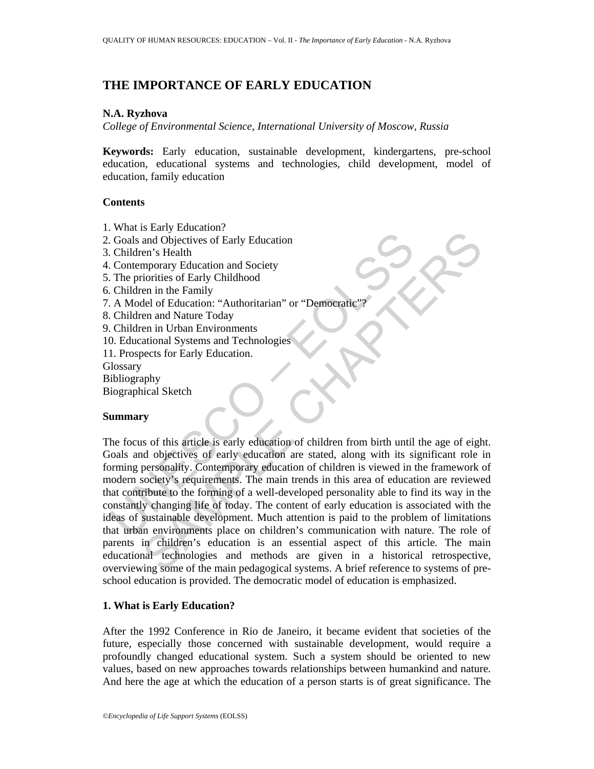# THE IMPORTANCE OF EARLY EDUCATION

**N.A. Ryzhova**

*College of Environmental Science, International University of Moscow, Russia*

**Keywords:** Early education, sustainable development, kindergartens, pre-school education, educational systems and technologies, child development, model of education, family education

## Contents

1. What is Early Education?
2. Goals and Objectives of Early Education
3. Children's Health
4. Contemporary Education and Society
5. The priorities of Early Childhood
6. Children in the Family
7. A Model of Education: "Authoritarian" or "Democratic"?
8. Children and Nature Today
9. Children in Urban Environments
10. Educational Systems and Technologies
11. Prospects for Early Education.

Glossary
Bibliography
Biographical Sketch

## Summary

The focus of this article is early education of children from birth until the age of eight. Goals and objectives of early education are stated, along with its significant role in forming personality. Contemporary education of children is viewed in the framework of modern society's requirements. The main trends in this area of education are reviewed that contribute to the forming of a well-developed personality able to find its way in the constantly changing life of today. The content of early education is associated with the ideas of sustainable development. Much attention is paid to the problem of limitations that urban environments place on children's communication with nature. The role of parents in children's education is an essential aspect of this article. The main educational technologies and methods are given in a historical retrospective, overviewing some of the main pedagogical systems. A brief reference to systems of pre-school education is provided. The democratic model of education is emphasized.

## 1. What is Early Education?

After the 1992 Conference in Rio de Janeiro, it became evident that societies of the future, especially those concerned with sustainable development, would require a profoundly changed educational system. Such a system should be oriented to new values, based on new approaches towards relationships between humankind and nature. And here the age at which the education of a person starts is of great significance. The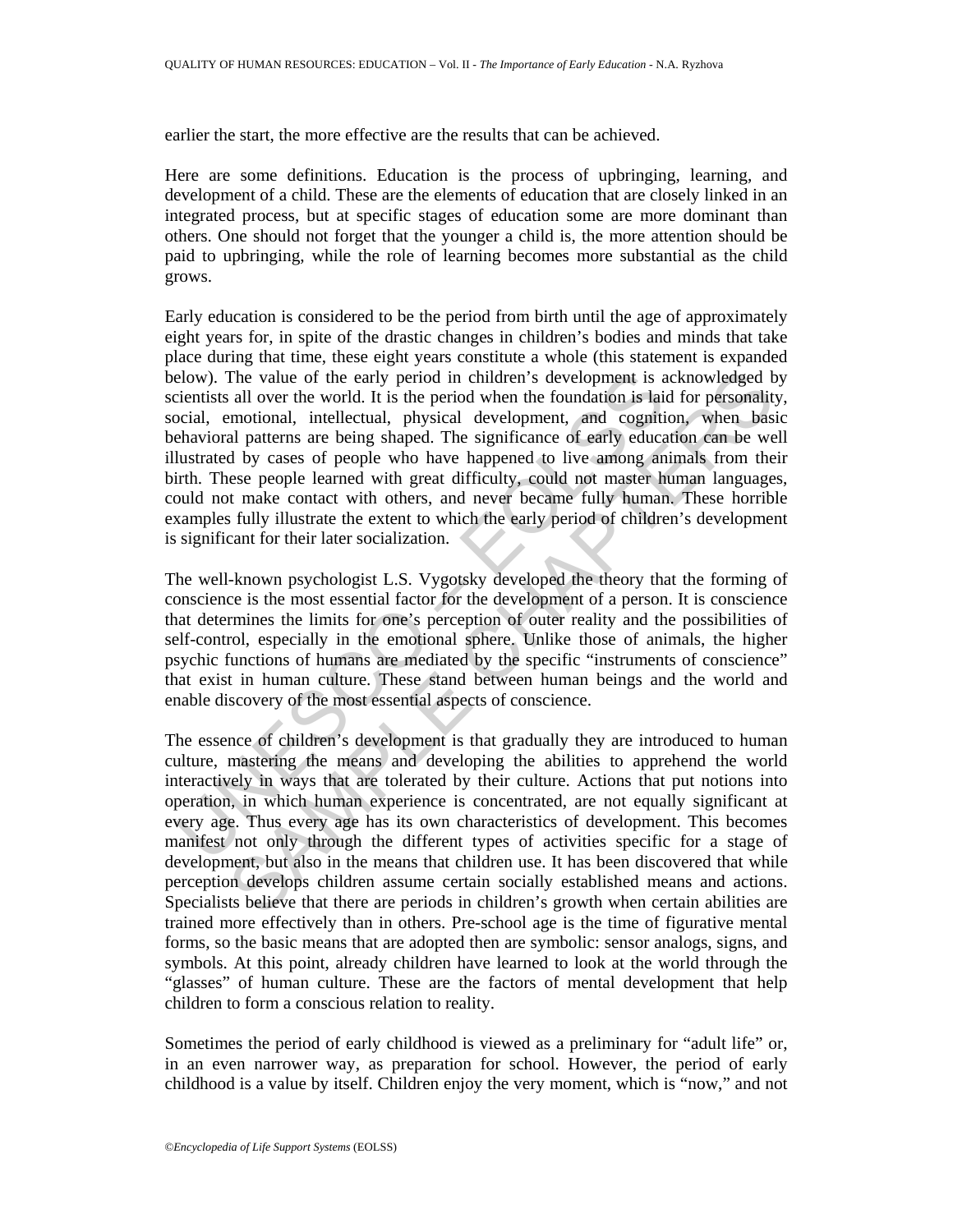earlier the start, the more effective are the results that can be achieved.

Here are some definitions. Education is the process of upbringing, learning, and development of a child. These are the elements of education that are closely linked in an integrated process, but at specific stages of education some are more dominant than others. One should not forget that the younger a child is, the more attention should be paid to upbringing, while the role of learning becomes more substantial as the child grows.

Early education is considered to be the period from birth until the age of approximately eight years for, in spite of the drastic changes in children's bodies and minds that take place during that time, these eight years constitute a whole (this statement is expanded below). The value of the early period in children's development is acknowledged by scientists all over the world. It is the period when the foundation is laid for personality, social, emotional, intellectual, physical development, and cognition, when basic behavioral patterns are being shaped. The significance of early education can be well illustrated by cases of people who have happened to live among animals from their birth. These people learned with great difficulty, could not master human languages, could not make contact with others, and never became fully human. These horrible examples fully illustrate the extent to which the early period of children's development is significant for their later socialization.

The well-known psychologist L.S. Vygotsky developed the theory that the forming of conscience is the most essential factor for the development of a person. It is conscience that determines the limits for one's perception of outer reality and the possibilities of self-control, especially in the emotional sphere. Unlike those of animals, the higher psychic functions of humans are mediated by the specific "instruments of conscience" that exist in human culture. These stand between human beings and the world and enable discovery of the most essential aspects of conscience.

The essence of children's development is that gradually they are introduced to human culture, mastering the means and developing the abilities to apprehend the world interactively in ways that are tolerated by their culture. Actions that put notions into operation, in which human experience is concentrated, are not equally significant at every age. Thus every age has its own characteristics of development. This becomes manifest not only through the different types of activities specific for a stage of development, but also in the means that children use. It has been discovered that while perception develops children assume certain socially established means and actions. Specialists believe that there are periods in children's growth when certain abilities are trained more effectively than in others. Pre-school age is the time of figurative mental forms, so the basic means that are adopted then are symbolic: sensor analogs, signs, and symbols. At this point, already children have learned to look at the world through the "glasses" of human culture. These are the factors of mental development that help children to form a conscious relation to reality.

Sometimes the period of early childhood is viewed as a preliminary for "adult life" or, in an even narrower way, as preparation for school. However, the period of early childhood is a value by itself. Children enjoy the very moment, which is "now," and not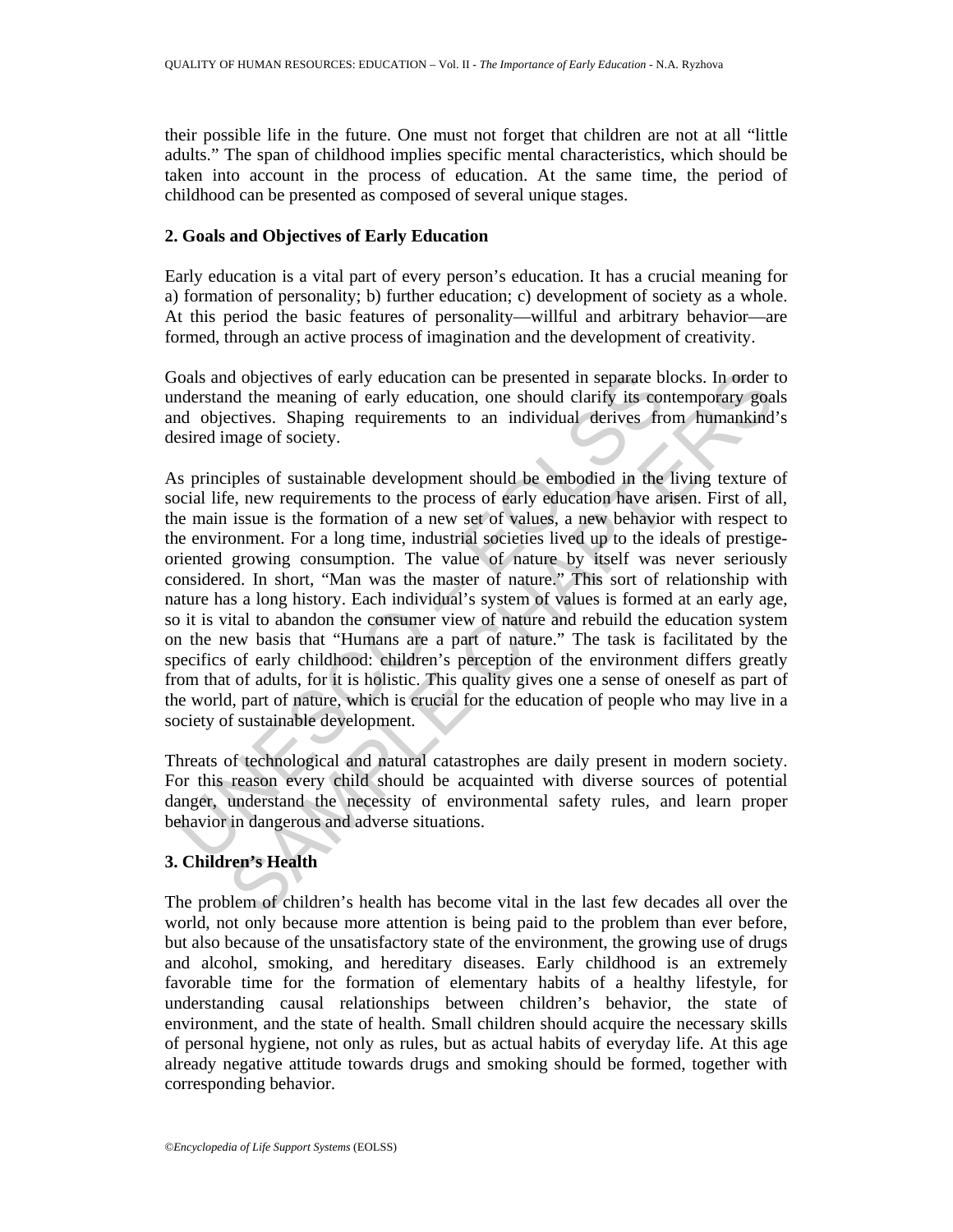their possible life in the future. One must not forget that children are not at all "little adults." The span of childhood implies specific mental characteristics, which should be taken into account in the process of education. At the same time, the period of childhood can be presented as composed of several unique stages.

## 2. Goals and Objectives of Early Education

Early education is a vital part of every person's education. It has a crucial meaning for a) formation of personality; b) further education; c) development of society as a whole. At this period the basic features of personality—willful and arbitrary behavior—are formed, through an active process of imagination and the development of creativity.

Goals and objectives of early education can be presented in separate blocks. In order to understand the meaning of early education, one should clarify its contemporary goals and objectives. Shaping requirements to an individual derives from humankind's desired image of society.

As principles of sustainable development should be embodied in the living texture of social life, new requirements to the process of early education have arisen. First of all, the main issue is the formation of a new set of values, a new behavior with respect to the environment. For a long time, industrial societies lived up to the ideals of prestige-oriented growing consumption. The value of nature by itself was never seriously considered. In short, "Man was the master of nature." This sort of relationship with nature has a long history. Each individual's system of values is formed at an early age, so it is vital to abandon the consumer view of nature and rebuild the education system on the new basis that "Humans are a part of nature." The task is facilitated by the specifics of early childhood: children's perception of the environment differs greatly from that of adults, for it is holistic. This quality gives one a sense of oneself as part of the world, part of nature, which is crucial for the education of people who may live in a society of sustainable development.

Threats of technological and natural catastrophes are daily present in modern society. For this reason every child should be acquainted with diverse sources of potential danger, understand the necessity of environmental safety rules, and learn proper behavior in dangerous and adverse situations.

## 3. Children's Health

The problem of children's health has become vital in the last few decades all over the world, not only because more attention is being paid to the problem than ever before, but also because of the unsatisfactory state of the environment, the growing use of drugs and alcohol, smoking, and hereditary diseases. Early childhood is an extremely favorable time for the formation of elementary habits of a healthy lifestyle, for understanding causal relationships between children's behavior, the state of environment, and the state of health. Small children should acquire the necessary skills of personal hygiene, not only as rules, but as actual habits of everyday life. At this age already negative attitude towards drugs and smoking should be formed, together with corresponding behavior.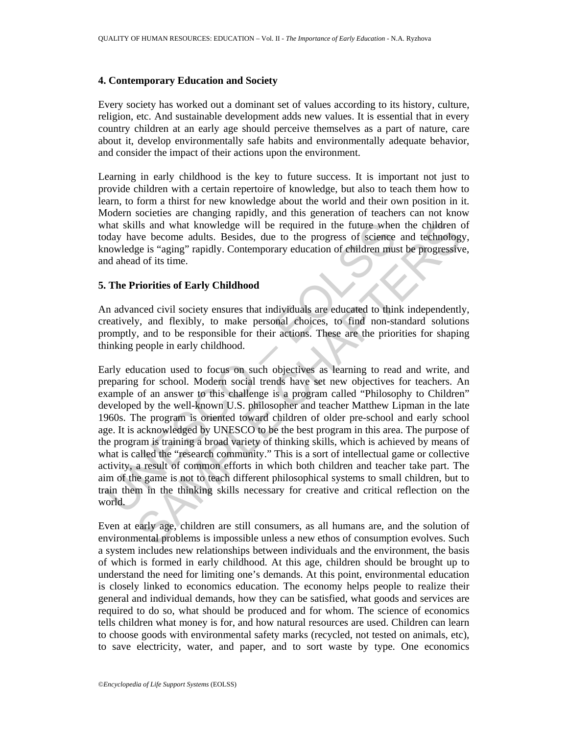## 4. Contemporary Education and Society

Every society has worked out a dominant set of values according to its history, culture, religion, etc. And sustainable development adds new values. It is essential that in every country children at an early age should perceive themselves as a part of nature, care about it, develop environmentally safe habits and environmentally adequate behavior, and consider the impact of their actions upon the environment.

Learning in early childhood is the key to future success. It is important not just to provide children with a certain repertoire of knowledge, but also to teach them how to learn, to form a thirst for new knowledge about the world and their own position in it. Modern societies are changing rapidly, and this generation of teachers can not know what skills and what knowledge will be required in the future when the children of today have become adults. Besides, due to the progress of science and technology, knowledge is "aging" rapidly. Contemporary education of children must be progressive, and ahead of its time.

## 5. The Priorities of Early Childhood

An advanced civil society ensures that individuals are educated to think independently, creatively, and flexibly, to make personal choices, to find non-standard solutions promptly, and to be responsible for their actions. These are the priorities for shaping thinking people in early childhood.

Early education used to focus on such objectives as learning to read and write, and preparing for school. Modern social trends have set new objectives for teachers. An example of an answer to this challenge is a program called "Philosophy to Children" developed by the well-known U.S. philosopher and teacher Matthew Lipman in the late 1960s. The program is oriented toward children of older pre-school and early school age. It is acknowledged by UNESCO to be the best program in this area. The purpose of the program is training a broad variety of thinking skills, which is achieved by means of what is called the "research community." This is a sort of intellectual game or collective activity, a result of common efforts in which both children and teacher take part. The aim of the game is not to teach different philosophical systems to small children, but to train them in the thinking skills necessary for creative and critical reflection on the world.

Even at early age, children are still consumers, as all humans are, and the solution of environmental problems is impossible unless a new ethos of consumption evolves. Such a system includes new relationships between individuals and the environment, the basis of which is formed in early childhood. At this age, children should be brought up to understand the need for limiting one's demands. At this point, environmental education is closely linked to economics education. The economy helps people to realize their general and individual demands, how they can be satisfied, what goods and services are required to do so, what should be produced and for whom. The science of economics tells children what money is for, and how natural resources are used. Children can learn to choose goods with environmental safety marks (recycled, not tested on animals, etc), to save electricity, water, and paper, and to sort waste by type. One economics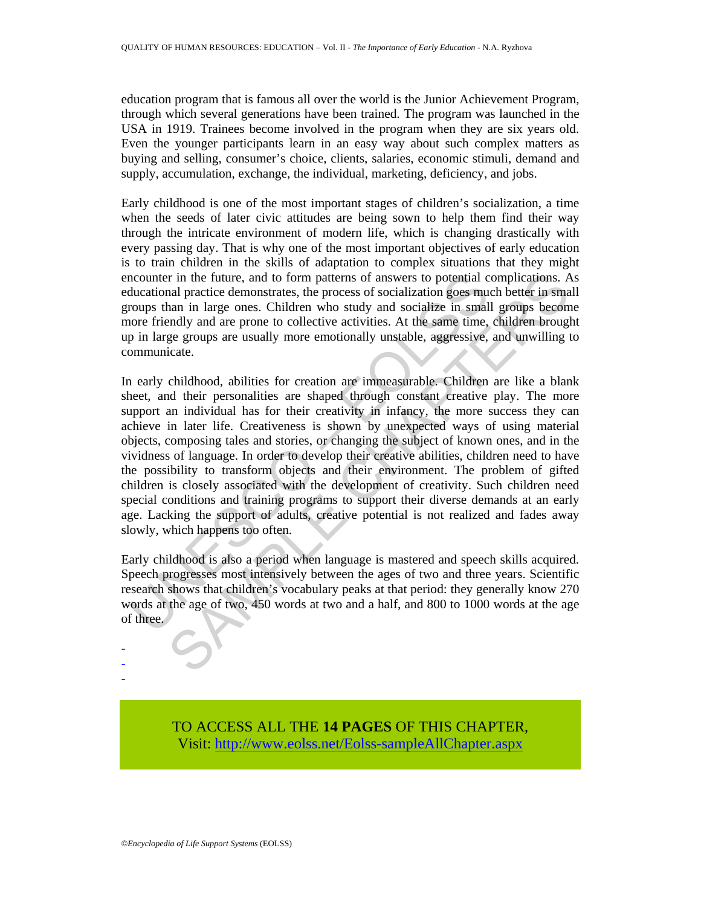education program that is famous all over the world is the Junior Achievement Program, through which several generations have been trained. The program was launched in the USA in 1919. Trainees become involved in the program when they are six years old. Even the younger participants learn in an easy way about such complex matters as buying and selling, consumer's choice, clients, salaries, economic stimuli, demand and supply, accumulation, exchange, the individual, marketing, deficiency, and jobs.

Early childhood is one of the most important stages of children's socialization, a time when the seeds of later civic attitudes are being sown to help them find their way through the intricate environment of modern life, which is changing drastically with every passing day. That is why one of the most important objectives of early education is to train children in the skills of adaptation to complex situations that they might encounter in the future, and to form patterns of answers to potential complications. As educational practice demonstrates, the process of socialization goes much better in small groups than in large ones. Children who study and socialize in small groups become more friendly and are prone to collective activities. At the same time, children brought up in large groups are usually more emotionally unstable, aggressive, and unwilling to communicate.

In early childhood, abilities for creation are immeasurable. Children are like a blank sheet, and their personalities are shaped through constant creative play. The more support an individual has for their creativity in infancy, the more success they can achieve in later life. Creativeness is shown by unexpected ways of using material objects, composing tales and stories, or changing the subject of known ones, and in the vividness of language. In order to develop their creative abilities, children need to have the possibility to transform objects and their environment. The problem of gifted children is closely associated with the development of creativity. Such children need special conditions and training programs to support their diverse demands at an early age. Lacking the support of adults, creative potential is not realized and fades away slowly, which happens too often.

Early childhood is also a period when language is mastered and speech skills acquired. Speech progresses most intensively between the ages of two and three years. Scientific research shows that children's vocabulary peaks at that period: they generally know 270 words at the age of two, 450 words at two and a half, and 800 to 1000 words at the age of three.

-
-
-

TO ACCESS ALL THE **14 PAGES** OF THIS CHAPTER,
Visit: http://www.eolss.net/Eolss-sampleAllChapter.aspx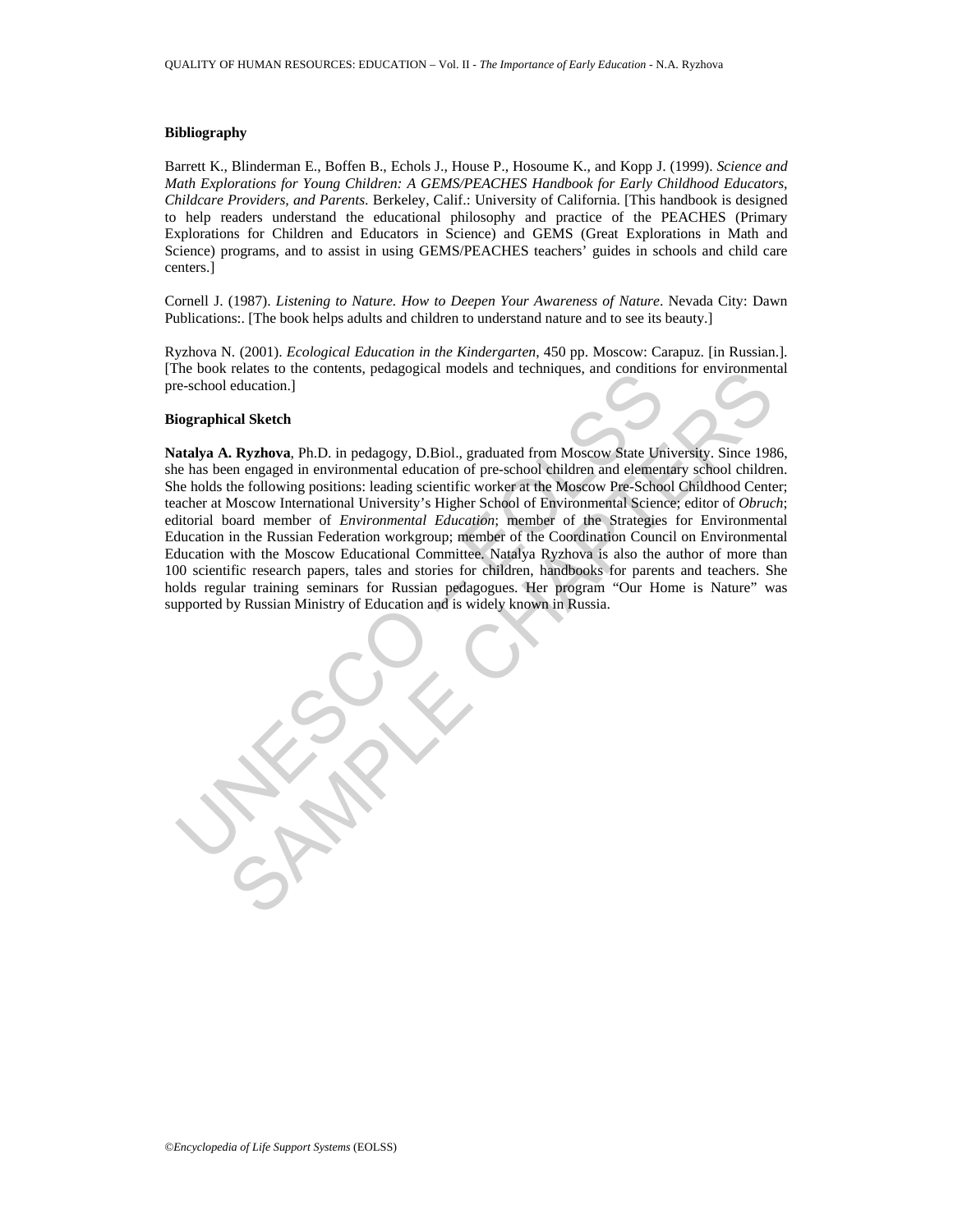### Bibliography

Barrett K., Blinderman E., Boffen B., Echols J., House P., Hosoume K., and Kopp J. (1999). *Science and Math Explorations for Young Children: A GEMS/PEACHES Handbook for Early Childhood Educators, Childcare Providers, and Parents.* Berkeley, Calif.: University of California. [This handbook is designed to help readers understand the educational philosophy and practice of the PEACHES (Primary Explorations for Children and Educators in Science) and GEMS (Great Explorations in Math and Science) programs, and to assist in using GEMS/PEACHES teachers' guides in schools and child care centers.]

Cornell J. (1987). *Listening to Nature. How to Deepen Your Awareness of Nature*. Nevada City: Dawn Publications:. [The book helps adults and children to understand nature and to see its beauty.]

Ryzhova N. (2001). *Ecological Education in the Kindergarten*, 450 pp. Moscow: Carapuz. [in Russian.]. [The book relates to the contents, pedagogical models and techniques, and conditions for environmental pre-school education.]

### Biographical Sketch

**Natalya A. Ryzhova**, Ph.D. in pedagogy, D.Biol., graduated from Moscow State University. Since 1986, she has been engaged in environmental education of pre-school children and elementary school children. She holds the following positions: leading scientific worker at the Moscow Pre-School Childhood Center; teacher at Moscow International University's Higher School of Environmental Science; editor of *Obruch*; editorial board member of *Environmental Education*; member of the Strategies for Environmental Education in the Russian Federation workgroup; member of the Coordination Council on Environmental Education with the Moscow Educational Committee. Natalya Ryzhova is also the author of more than 100 scientific research papers, tales and stories for children, handbooks for parents and teachers. She holds regular training seminars for Russian pedagogues. Her program "Our Home is Nature" was supported by Russian Ministry of Education and is widely known in Russia.